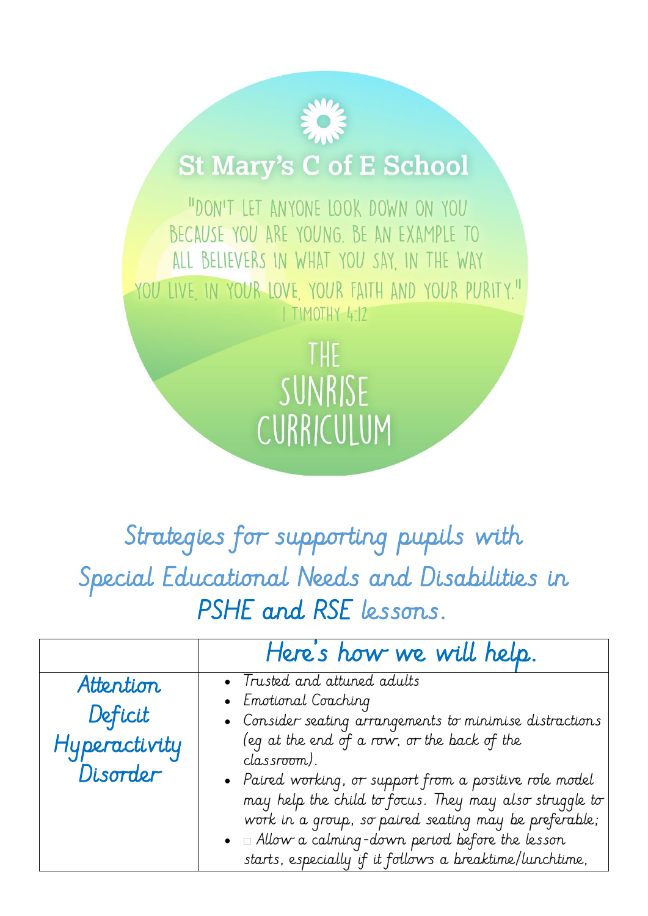# St Mary's C of E School

"Don't let anyone look down on you because you are young. Be an example to all believers in what you say, in the way you live, in your love, your faith and your purity."
1 Timothy 4:12

## The Sunrise Curriculum

## Strategies for supporting pupils with Special Educational Needs and Disabilities in PSHE and RSE lessons.

| | Here's how we will help. |
|---|---|
| Attention Deficit Hyperactivity Disorder | • Trusted and attuned adults<br>• Emotional Coaching<br>• Consider seating arrangements to minimise distractions (eg at the end of a row, or the back of the classroom).<br>• Paired working, or support from a positive role model may help the child to focus. They may also struggle to work in a group, so paired seating may be preferable;<br>• Allow a calming-down period before the lesson starts, especially if it follows a breaktime/lunchtime, |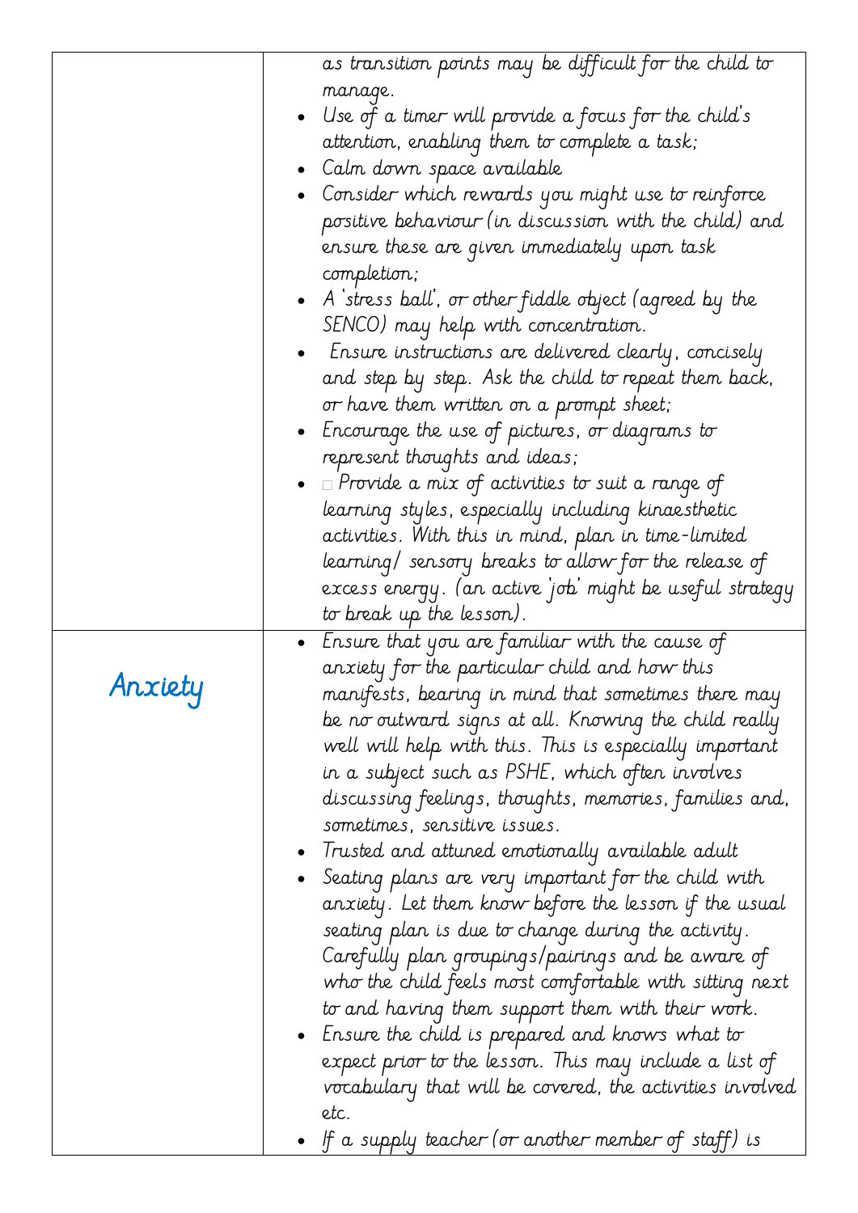| | |
|---|---|
| | as transition points may be difficult for the child to manage.<br>• Use of a timer will provide a focus for the child's attention, enabling them to complete a task;<br>• Calm down space available<br>• Consider which rewards you might use to reinforce positive behaviour (in discussion with the child) and ensure these are given immediately upon task completion;<br>• A 'stress ball', or other fiddle object (agreed by the SENCO) may help with concentration.<br>• Ensure instructions are delivered clearly, concisely and step by step. Ask the child to repeat them back, or have them written on a prompt sheet;<br>• Encourage the use of pictures, or diagrams to represent thoughts and ideas;<br>• Provide a mix of activities to suit a range of learning styles, especially including kinaesthetic activities. With this in mind, plan in time-limited learning/ sensory breaks to allow for the release of excess energy. (an active 'job' might be useful strategy to break up the lesson). |
| Anxiety | • Ensure that you are familiar with the cause of anxiety for the particular child and how this manifests, bearing in mind that sometimes there may be no outward signs at all. Knowing the child really well will help with this. This is especially important in a subject such as PSHE, which often involves discussing feelings, thoughts, memories, families and, sometimes, sensitive issues.<br>• Trusted and attuned emotionally available adult<br>• Seating plans are very important for the child with anxiety. Let them know before the lesson if the usual seating plan is due to change during the activity. Carefully plan groupings/pairings and be aware of who the child feels most comfortable with sitting next to and having them support them with their work.<br>• Ensure the child is prepared and knows what to expect prior to the lesson. This may include a list of vocabulary that will be covered, the activities involved etc.<br>• If a supply teacher (or another member of staff) is |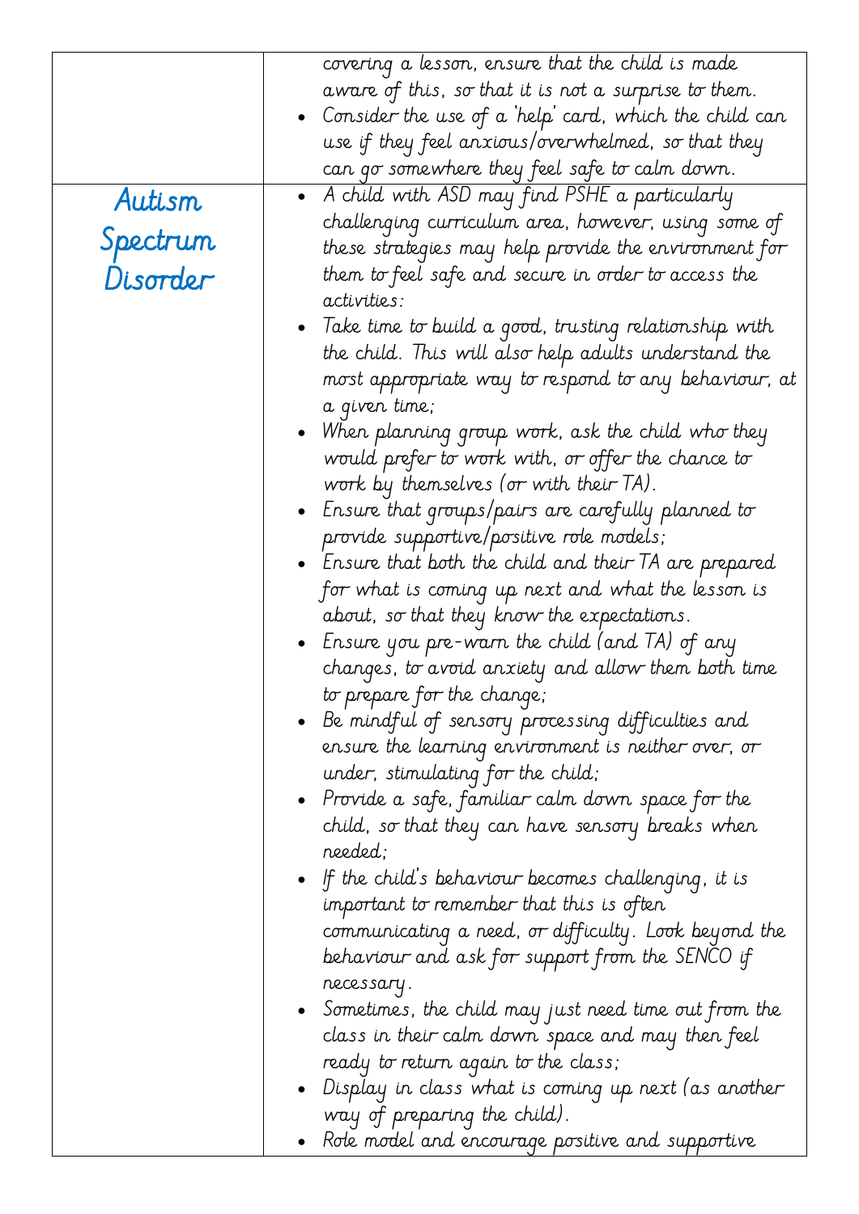| | |
|---|---|
| | covering a lesson, ensure that the child is made aware of this, so that it is not a surprise to them.<br>• Consider the use of a 'help' card, which the child can use if they feel anxious/overwhelmed, so that they can go somewhere they feel safe to calm down. |
| Autism Spectrum Disorder | • A child with ASD may find PSHE a particularly challenging curriculum area, however, using some of these strategies may help provide the environment for them to feel safe and secure in order to access the activities:<br>• Take time to build a good, trusting relationship with the child. This will also help adults understand the most appropriate way to respond to any behaviour, at a given time;<br>• When planning group work, ask the child who they would prefer to work with, or offer the chance to work by themselves (or with their TA).<br>• Ensure that groups/pairs are carefully planned to provide supportive/positive role models;<br>• Ensure that both the child and their TA are prepared for what is coming up next and what the lesson is about, so that they know the expectations.<br>• Ensure you pre-warn the child (and TA) of any changes, to avoid anxiety and allow them both time to prepare for the change;<br>• Be mindful of sensory processing difficulties and ensure the learning environment is neither over, or under, stimulating for the child;<br>• Provide a safe, familiar calm down space for the child, so that they can have sensory breaks when needed;<br>• If the child's behaviour becomes challenging, it is important to remember that this is often communicating a need, or difficulty. Look beyond the behaviour and ask for support from the SENCO if necessary.<br>• Sometimes, the child may just need time out from the class in their calm down space and may then feel ready to return again to the class;<br>• Display in class what is coming up next (as another way of preparing the child).<br>• Role model and encourage positive and supportive |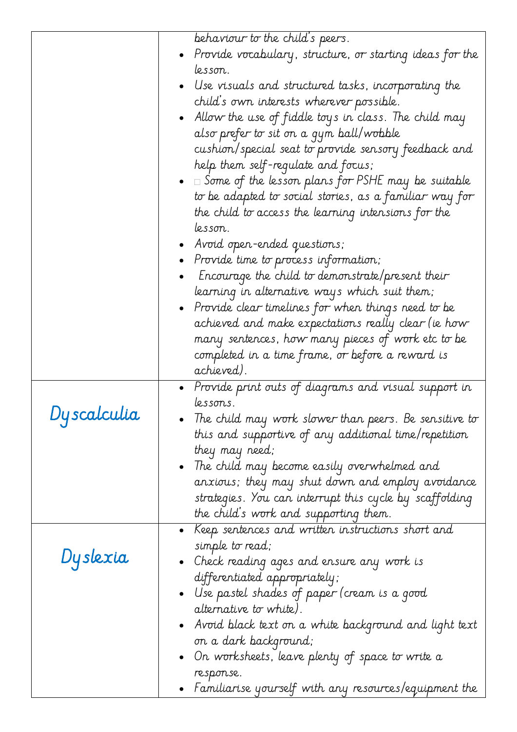| | |
|---|---|
| | behaviour to the child's peers.<br>• Provide vocabulary, structure, or starting ideas for the lesson.<br>• Use visuals and structured tasks, incorporating the child's own interests wherever possible.<br>• Allow the use of fiddle toys in class. The child may also prefer to sit on a gym ball/wobble cushion/special seat to provide sensory feedback and help them self-regulate and focus;<br>•  Some of the lesson plans for PSHE may be suitable to be adapted to social stories, as a familiar way for the child to access the learning intensions for the lesson.<br>• Avoid open-ended questions;<br>• Provide time to process information;<br>• Encourage the child to demonstrate/present their learning in alternative ways which suit them;<br>• Provide clear timelines for when things need to be achieved and make expectations really clear (ie how many sentences, how many pieces of work etc to be completed in a time frame, or before a reward is achieved). |
| Dyscalculia | • Provide print outs of diagrams and visual support in lessons.<br>• The child may work slower than peers. Be sensitive to this and supportive of any additional time/repetition they may need;<br>• The child may become easily overwhelmed and anxious; they may shut down and employ avoidance strategies. You can interrupt this cycle by scaffolding the child's work and supporting them. |
| Dyslexia | • Keep sentences and written instructions short and simple to read;<br>• Check reading ages and ensure any work is differentiated appropriately;<br>• Use pastel shades of paper (cream is a good alternative to white).<br>• Avoid black text on a white background and light text on a dark background;<br>• On worksheets, leave plenty of space to write a response.<br>• Familiarise yourself with any resources/equipment the |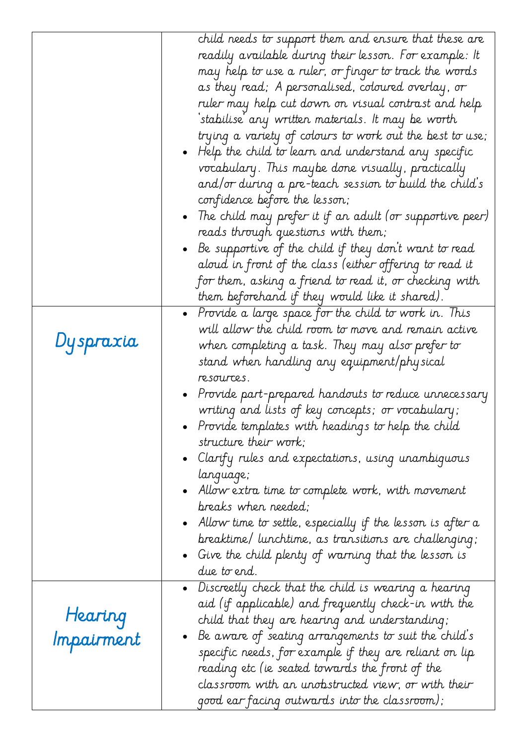| | |
|---|---|
| | child needs to support them and ensure that these are readily available during their lesson. For example: It may help to use a ruler, or finger to track the words as they read; A personalised, coloured overlay, or ruler may help cut down on visual contrast and help 'stabilise' any written materials. It may be worth trying a variety of colours to work out the best to use;<br>• Help the child to learn and understand any specific vocabulary. This maybe done visually, practically and/or during a pre-teach session to build the child's confidence before the lesson;<br>• The child may prefer it if an adult (or supportive peer) reads through questions with them;<br>• Be supportive of the child if they don't want to read aloud in front of the class (either offering to read it for them, asking a friend to read it, or checking with them beforehand if they would like it shared). |
| Dyspraxia | • Provide a large space for the child to work in. This will allow the child room to move and remain active when completing a task. They may also prefer to stand when handling any equipment/physical resources.<br>• Provide part-prepared handouts to reduce unnecessary writing and lists of key concepts; or vocabulary;<br>• Provide templates with headings to help the child structure their work;<br>• Clarify rules and expectations, using unambiguous language;<br>• Allow extra time to complete work, with movement breaks when needed;<br>• Allow time to settle, especially if the lesson is after a breaktime/ lunchtime, as transitions are challenging;<br>• Give the child plenty of warning that the lesson is due to end. |
| Hearing Impairment | • Discreetly check that the child is wearing a hearing aid (if applicable) and frequently check-in with the child that they are hearing and understanding;<br>• Be aware of seating arrangements to suit the child's specific needs, for example if they are reliant on lip reading etc (ie seated towards the front of the classroom with an unobstructed view, or with their good ear facing outwards into the classroom); |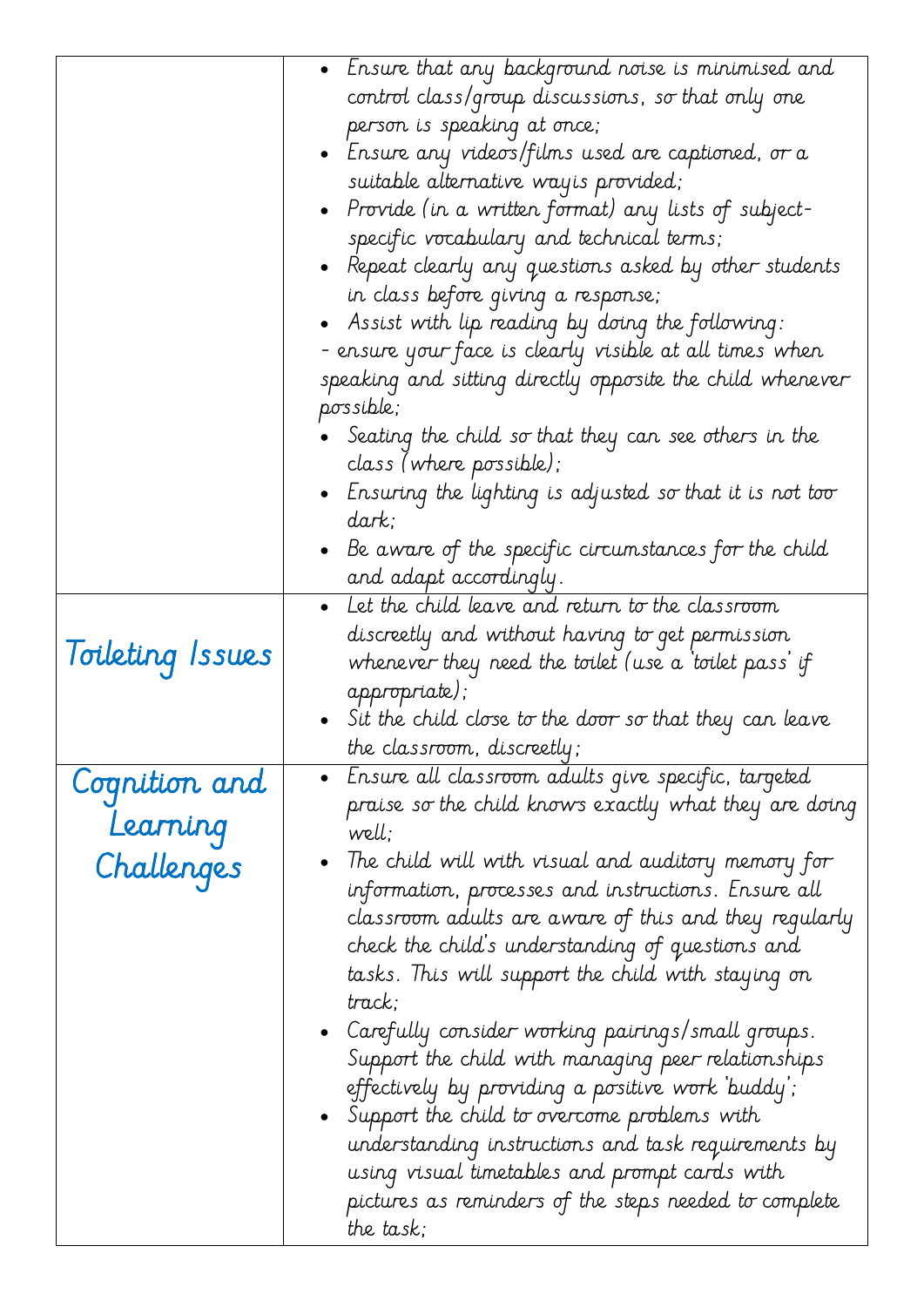| | |
|---|---|
| | • Ensure that any background noise is minimised and control class/group discussions, so that only one person is speaking at once;<br>• Ensure any videos/films used are captioned, or a suitable alternative wayis provided;<br>• Provide (in a written format) any lists of subject-specific vocabulary and technical terms;<br>• Repeat clearly any questions asked by other students in class before giving a response;<br>• Assist with lip reading by doing the following:<br>- ensure your face is clearly visible at all times when speaking and sitting directly opposite the child whenever possible;<br>• Seating the child so that they can see others in the class (where possible);<br>• Ensuring the lighting is adjusted so that it is not too dark;<br>• Be aware of the specific circumstances for the child and adapt accordingly. |
| Toileting Issues | • Let the child leave and return to the classroom discreetly and without having to get permission whenever they need the toilet (use a 'toilet pass' if appropriate);<br>• Sit the child close to the door so that they can leave the classroom, discreetly; |
| Cognition and Learning Challenges | • Ensure all classroom adults give specific, targeted praise so the child knows exactly what they are doing well;<br>• The child will with visual and auditory memory for information, processes and instructions. Ensure all classroom adults are aware of this and they regularly check the child's understanding of questions and tasks. This will support the child with staying on track;<br>• Carefully consider working pairings/small groups. Support the child with managing peer relationships effectively by providing a positive work 'buddy';<br>• Support the child to overcome problems with understanding instructions and task requirements by using visual timetables and prompt cards with pictures as reminders of the steps needed to complete the task; |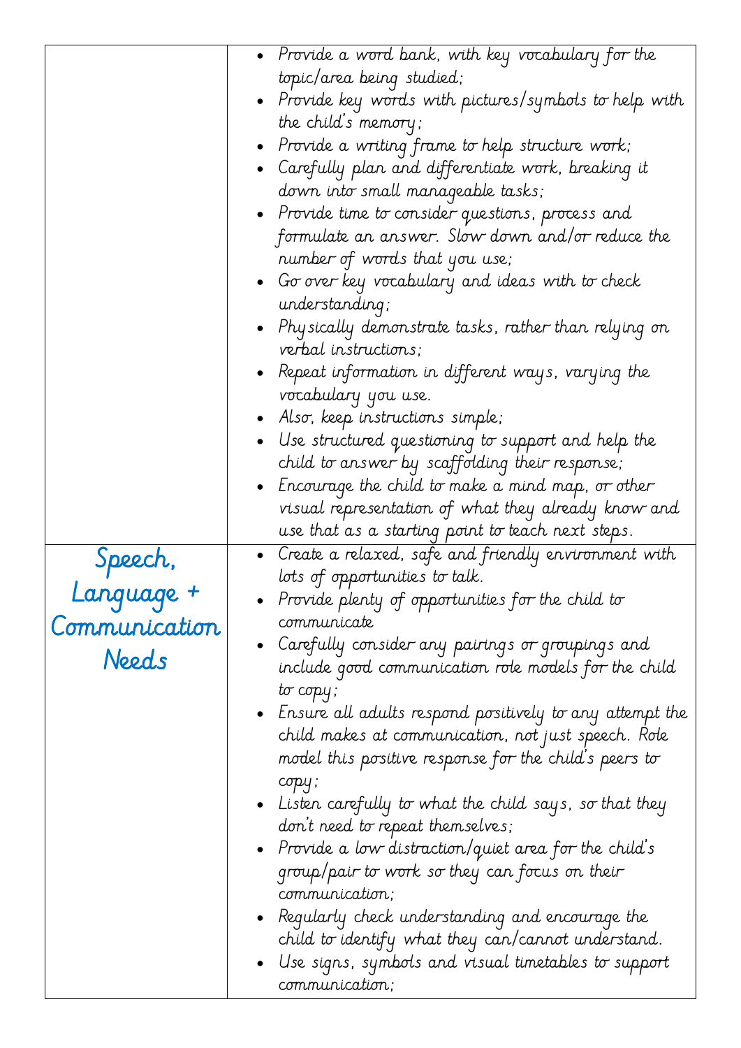| | |
|---|---|
| | <ul><li>Provide a word bank, with key vocabulary for the topic/area being studied;</li><li>Provide key words with pictures/symbols to help with the child's memory;</li><li>Provide a writing frame to help structure work;</li><li>Carefully plan and differentiate work, breaking it down into small manageable tasks;</li><li>Provide time to consider questions, process and formulate an answer. Slow down and/or reduce the number of words that you use;</li><li>Go over key vocabulary and ideas with to check understanding;</li><li>Physically demonstrate tasks, rather than relying on verbal instructions;</li><li>Repeat information in different ways, varying the vocabulary you use.</li><li>Also, keep instructions simple;</li><li>Use structured questioning to support and help the child to answer by scaffolding their response;</li><li>Encourage the child to make a mind map, or other visual representation of what they already know and use that as a starting point to teach next steps.</li></ul> |
| Speech, Language + Communication Needs | <ul><li>Create a relaxed, safe and friendly environment with lots of opportunities to talk.</li><li>Provide plenty of opportunities for the child to communicate</li><li>Carefully consider any pairings or groupings and include good communication role models for the child to copy;</li><li>Ensure all adults respond positively to any attempt the child makes at communication, not just speech. Role model this positive response for the child's peers to copy;</li><li>Listen carefully to what the child says, so that they don't need to repeat themselves;</li><li>Provide a low distraction/quiet area for the child's group/pair to work so they can focus on their communication;</li><li>Regularly check understanding and encourage the child to identify what they can/cannot understand.</li><li>Use signs, symbols and visual timetables to support communication;</li></ul> |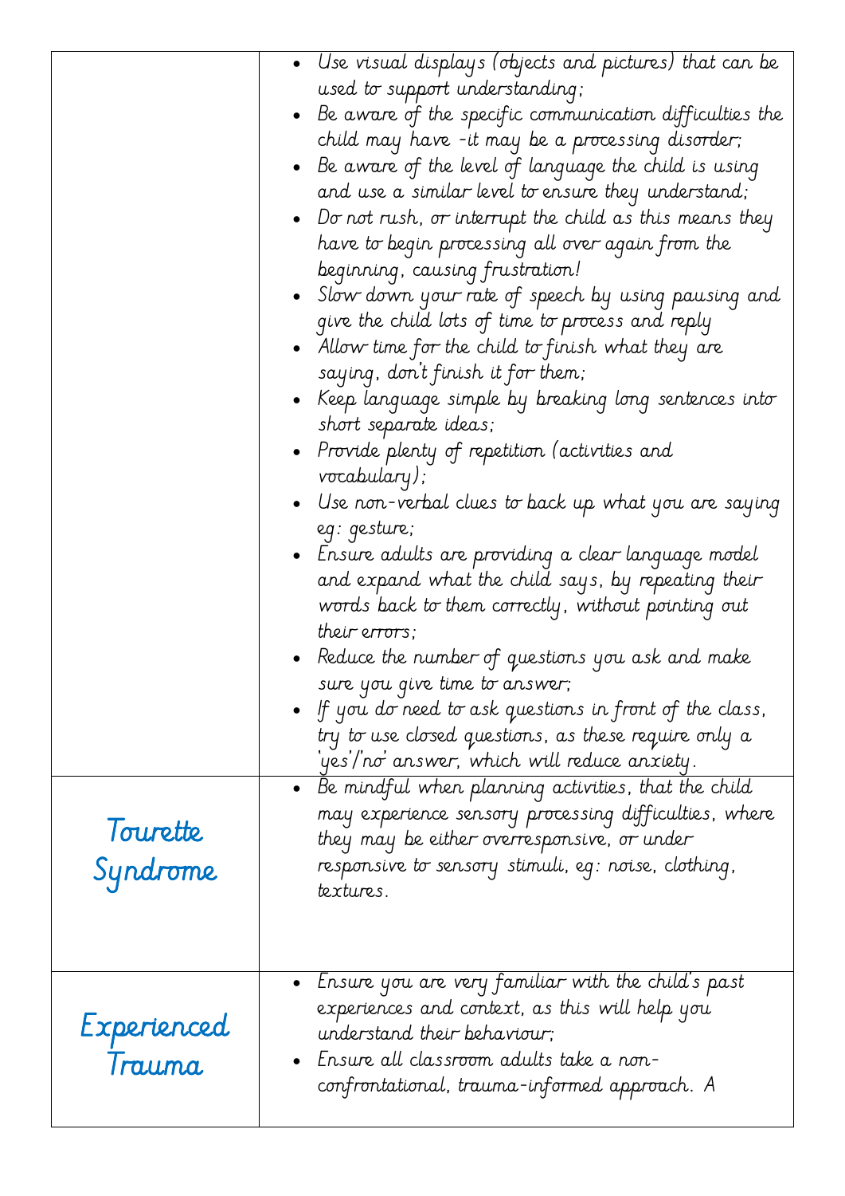| | |
|---|---|
| | • Use visual displays (objects and pictures) that can be used to support understanding;<br>• Be aware of the specific communication difficulties the child may have -it may be a processing disorder;<br>• Be aware of the level of language the child is using and use a similar level to ensure they understand;<br>• Do not rush, or interrupt the child as this means they have to begin processing all over again from the beginning, causing frustration!<br>• Slow down your rate of speech by using pausing and give the child lots of time to process and reply<br>• Allow time for the child to finish what they are saying, don't finish it for them;<br>• Keep language simple by breaking long sentences into short separate ideas;<br>• Provide plenty of repetition (activities and vocabulary);<br>• Use non-verbal clues to back up what you are saying eg: gesture;<br>• Ensure adults are providing a clear language model and expand what the child says, by repeating their words back to them correctly, without pointing out their errors;<br>• Reduce the number of questions you ask and make sure you give time to answer;<br>• If you do need to ask questions in front of the class, try to use closed questions, as these require only a 'yes'/'no' answer, which will reduce anxiety. |
| Tourette Syndrome | • Be mindful when planning activities, that the child may experience sensory processing difficulties, where they may be either overresponsive, or under responsive to sensory stimuli, eg: noise, clothing, textures. |
| Experienced Trauma | • Ensure you are very familiar with the child's past experiences and context, as this will help you understand their behaviour;<br>• Ensure all classroom adults take a non-confrontational, trauma-informed approach. A |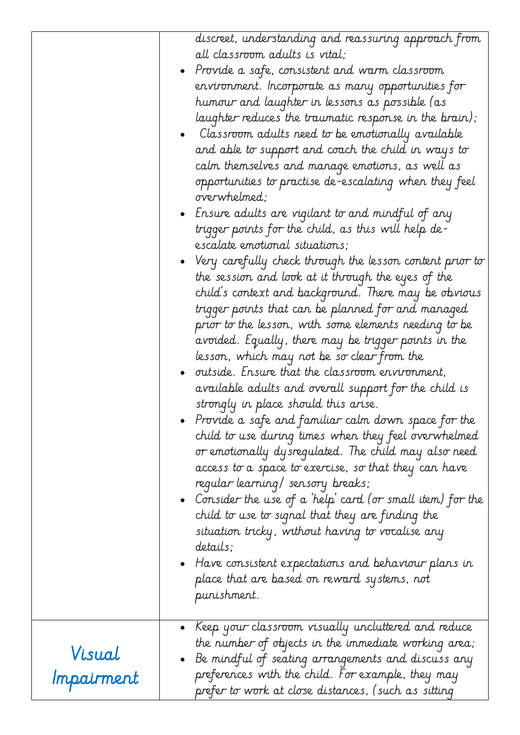| | |
|---|---|
| | discreet, understanding and reassuring approach from all classroom adults is vital;<br>• Provide a safe, consistent and warm classroom environment. Incorporate as many opportunities for humour and laughter in lessons as possible (as laughter reduces the traumatic response in the brain);<br>• Classroom adults need to be emotionally available and able to support and coach the child in ways to calm themselves and manage emotions, as well as opportunities to practise de-escalating when they feel overwhelmed;<br>• Ensure adults are vigilant to and mindful of any trigger points for the child, as this will help de-escalate emotional situations;<br>• Very carefully check through the lesson content prior to the session and look at it through the eyes of the child's context and background. There may be obvious trigger points that can be planned for and managed prior to the lesson, with some elements needing to be avoided. Equally, there may be trigger points in the lesson, which may not be so clear from the<br>• outside. Ensure that the classroom environment, available adults and overall support for the child is strongly in place should this arise.<br>• Provide a safe and familiar calm down space for the child to use during times when they feel overwhelmed or emotionally dysregulated. The child may also need access to a space to exercise, so that they can have regular learning/ sensory breaks;<br>• Consider the use of a 'help' card (or small item) for the child to use to signal that they are finding the situation tricky, without having to vocalise any details;<br>• Have consistent expectations and behaviour plans in place that are based on reward systems, not punishment. |
| Visual Impairment | • Keep your classroom visually uncluttered and reduce the number of objects in the immediate working area;<br>• Be mindful of seating arrangements and discuss any preferences with the child. For example, they may prefer to work at close distances, (such as sitting |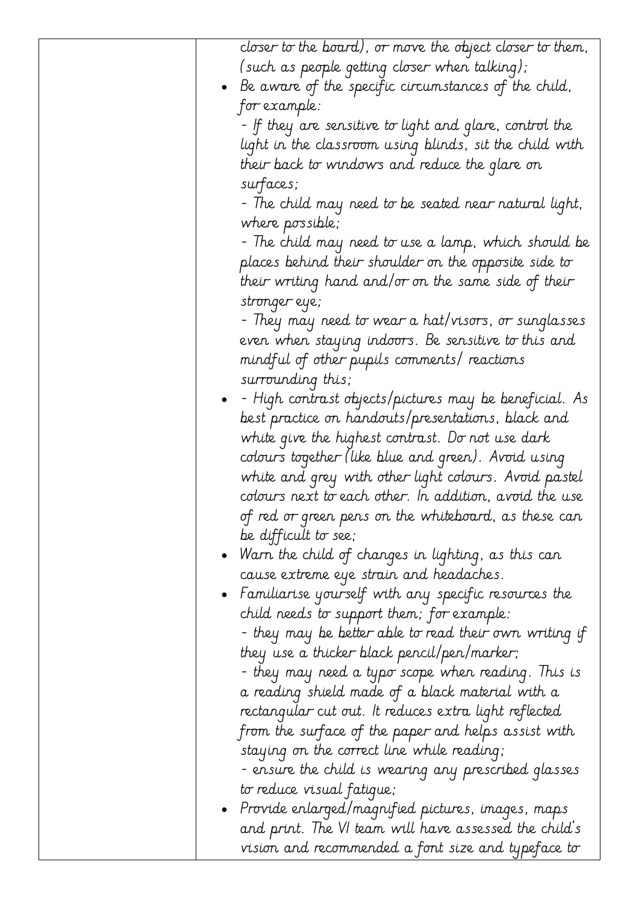| | closer to the board), or move the object closer to them, (such as people getting closer when talking);<br>• Be aware of the specific circumstances of the child, for example:<br>- If they are sensitive to light and glare, control the light in the classroom using blinds, sit the child with their back to windows and reduce the glare on surfaces;<br>- The child may need to be seated near natural light, where possible;<br>- The child may need to use a lamp, which should be places behind their shoulder on the opposite side to their writing hand and/or on the same side of their stronger eye;<br>- They may need to wear a hat/visors, or sunglasses even when staying indoors. Be sensitive to this and mindful of other pupils comments/ reactions surrounding this;<br>• - High contrast objects/pictures may be beneficial. As best practice on handouts/presentations, black and white give the highest contrast. Do not use dark colours together (like blue and green). Avoid using white and grey with other light colours. Avoid pastel colours next to each other. In addition, avoid the use of red or green pens on the whiteboard, as these can be difficult to see;<br>• Warn the child of changes in lighting, as this can cause extreme eye strain and headaches.<br>• Familiarise yourself with any specific resources the child needs to support them; for example:<br>- they may be better able to read their own writing if they use a thicker black pencil/pen/marker;<br>- they may need a typo scope when reading. This is a reading shield made of a black material with a rectangular cut out. It reduces extra light reflected from the surface of the paper and helps assist with staying on the correct line while reading;<br>- ensure the child is wearing any prescribed glasses to reduce visual fatigue;<br>• Provide enlarged/magnified pictures, images, maps and print. The VI team will have assessed the child's vision and recommended a font size and typeface to |
|---|---|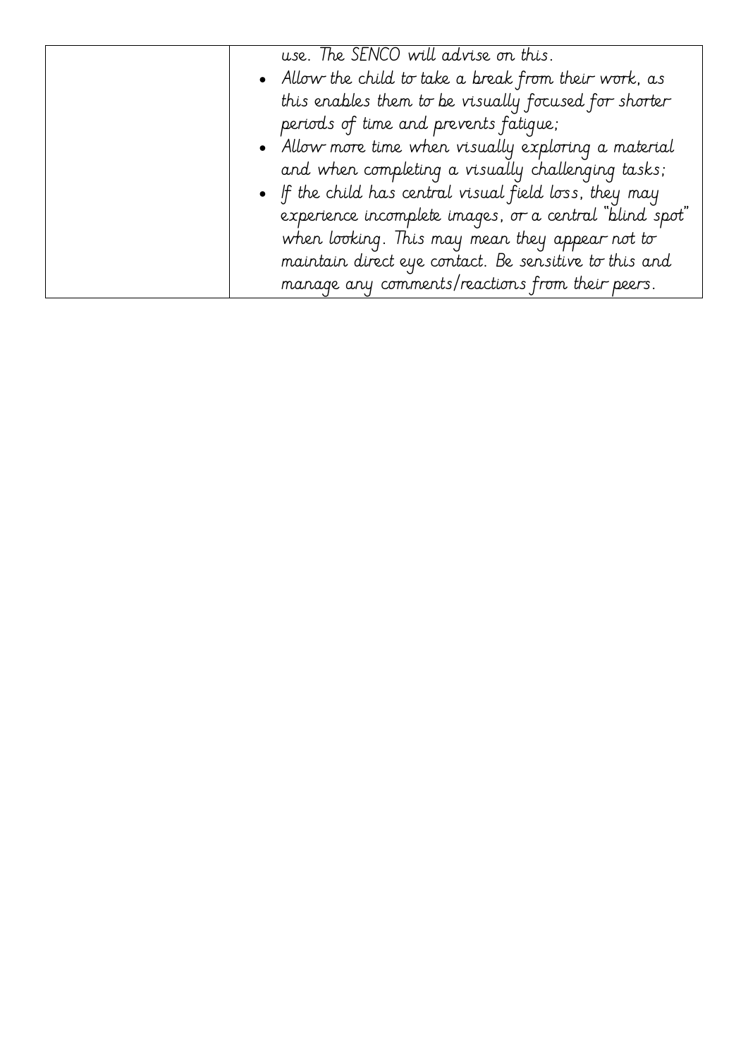| | |
|---|---|
| | use. The SENCO will advise on this.<br>• Allow the child to take a break from their work, as this enables them to be visually focused for shorter periods of time and prevents fatigue;<br>• Allow more time when visually exploring a material and when completing a visually challenging tasks;<br>• If the child has central visual field loss, they may experience incomplete images, or a central "blind spot" when looking. This may mean they appear not to maintain direct eye contact. Be sensitive to this and manage any comments/reactions from their peers. |